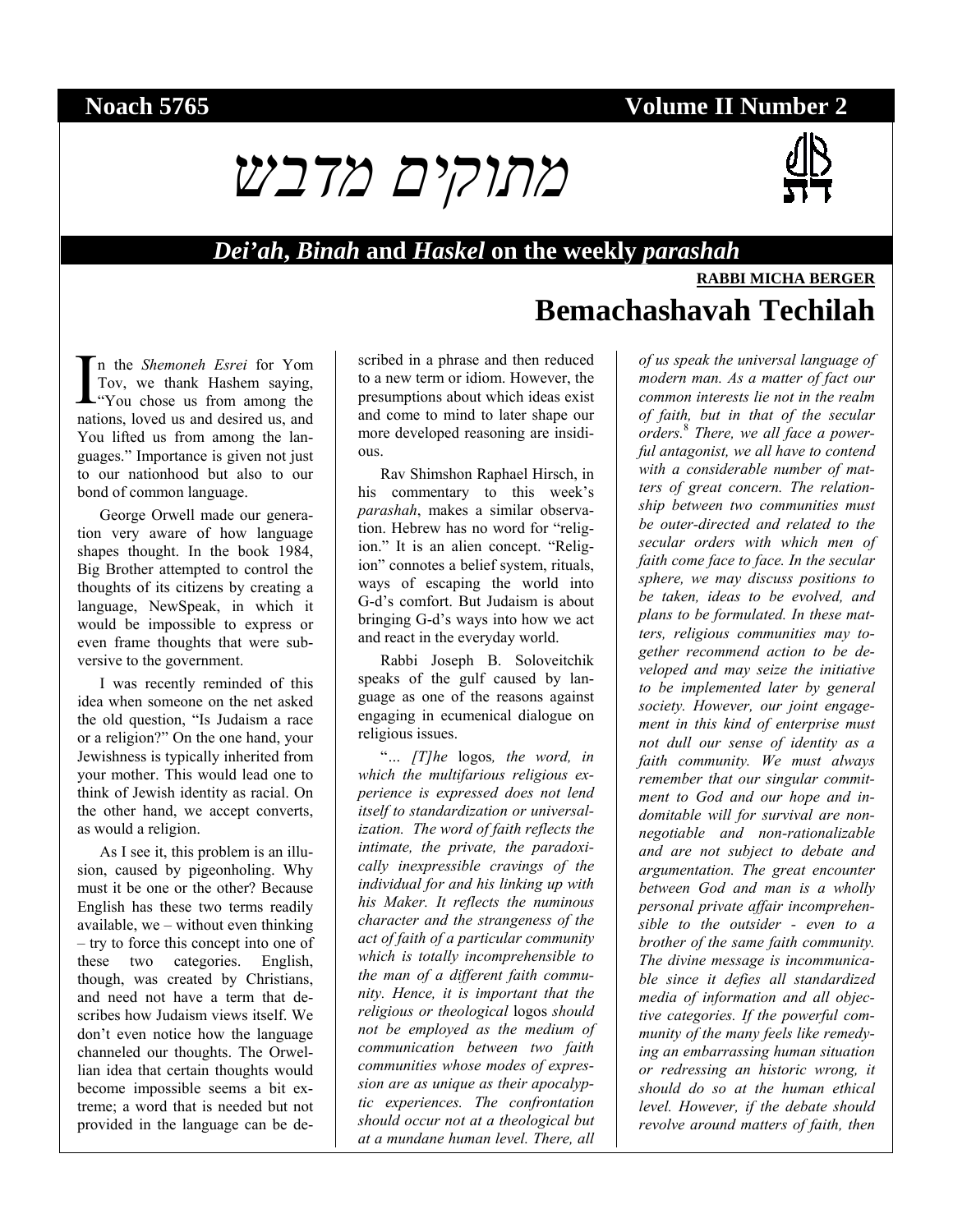**Noach 5765** **Volume II Number 2**

# מתוקים מדבש

## *Dei'ah*, *Binah* and *Haskel* on the weekly *parashah*

**RABBI MICHA BERGER**

# Bemachashavah Techilah

In the *Shemoneh Esrei* for Yom Tov, we thank Hashem saying, "You chose us from among the nations, loved us and desired us, and You lifted us from among the languages." Importance is given not just to our nationhood but also to our bond of common language.

George Orwell made our generation very aware of how language shapes thought. In the book 1984, Big Brother attempted to control the thoughts of its citizens by creating a language, NewSpeak, in which it would be impossible to express or even frame thoughts that were subversive to the government.

I was recently reminded of this idea when someone on the net asked the old question, "Is Judaism a race or a religion?" On the one hand, your Jewishness is typically inherited from your mother. This would lead one to think of Jewish identity as racial. On the other hand, we accept converts, as would a religion.

As I see it, this problem is an illusion, caused by pigeonholing. Why must it be one or the other? Because English has these two terms readily available, we – without even thinking – try to force this concept into one of these two categories. English, though, was created by Christians, and need not have a term that describes how Judaism views itself. We don't even notice how the language channeled our thoughts. The Orwellian idea that certain thoughts would become impossible seems a bit extreme; a word that is needed but not provided in the language can be described in a phrase and then reduced to a new term or idiom. However, the presumptions about which ideas exist and come to mind to later shape our more developed reasoning are insidious.

Rav Shimshon Raphael Hirsch, in his commentary to this week's *parashah*, makes a similar observation. Hebrew has no word for "religion." It is an alien concept. "Religion" connotes a belief system, rituals, ways of escaping the world into G-d's comfort. But Judaism is about bringing G-d's ways into how we act and react in the everyday world.

Rabbi Joseph B. Soloveitchik speaks of the gulf caused by language as one of the reasons against engaging in ecumenical dialogue on religious issues.

"*… [T]he* logos*, the word, in which the multifarious religious experience is expressed does not lend itself to standardization or universalization. The word of faith reflects the intimate, the private, the paradoxically inexpressible cravings of the individual for and his linking up with his Maker. It reflects the numinous character and the strangeness of the act of faith of a particular community which is totally incomprehensible to the man of a different faith community. Hence, it is important that the religious or theological* logos *should not be employed as the medium of communication between two faith communities whose modes of expression are as unique as their apocalyptic experiences. The confrontation should occur not at a theological but at a mundane human level. There, all of us speak the universal language of modern man. As a matter of fact our common interests lie not in the realm of faith, but in that of the secular orders.*[8] *There, we all face a powerful antagonist, we all have to contend with a considerable number of matters of great concern. The relationship between two communities must be outer-directed and related to the secular orders with which men of faith come face to face. In the secular sphere, we may discuss positions to be taken, ideas to be evolved, and plans to be formulated. In these matters, religious communities may together recommend action to be developed and may seize the initiative to be implemented later by general society. However, our joint engagement in this kind of enterprise must not dull our sense of identity as a faith community. We must always remember that our singular commitment to God and our hope and indomitable will for survival are non-negotiable and non-rationalizable and are not subject to debate and argumentation. The great encounter between God and man is a wholly personal private affair incomprehensible to the outsider - even to a brother of the same faith community. The divine message is incommunicable since it defies all standardized media of information and all objective categories. If the powerful community of the many feels like remedying an embarrassing human situation or redressing an historic wrong, it should do so at the human ethical level. However, if the debate should revolve around matters of faith, then*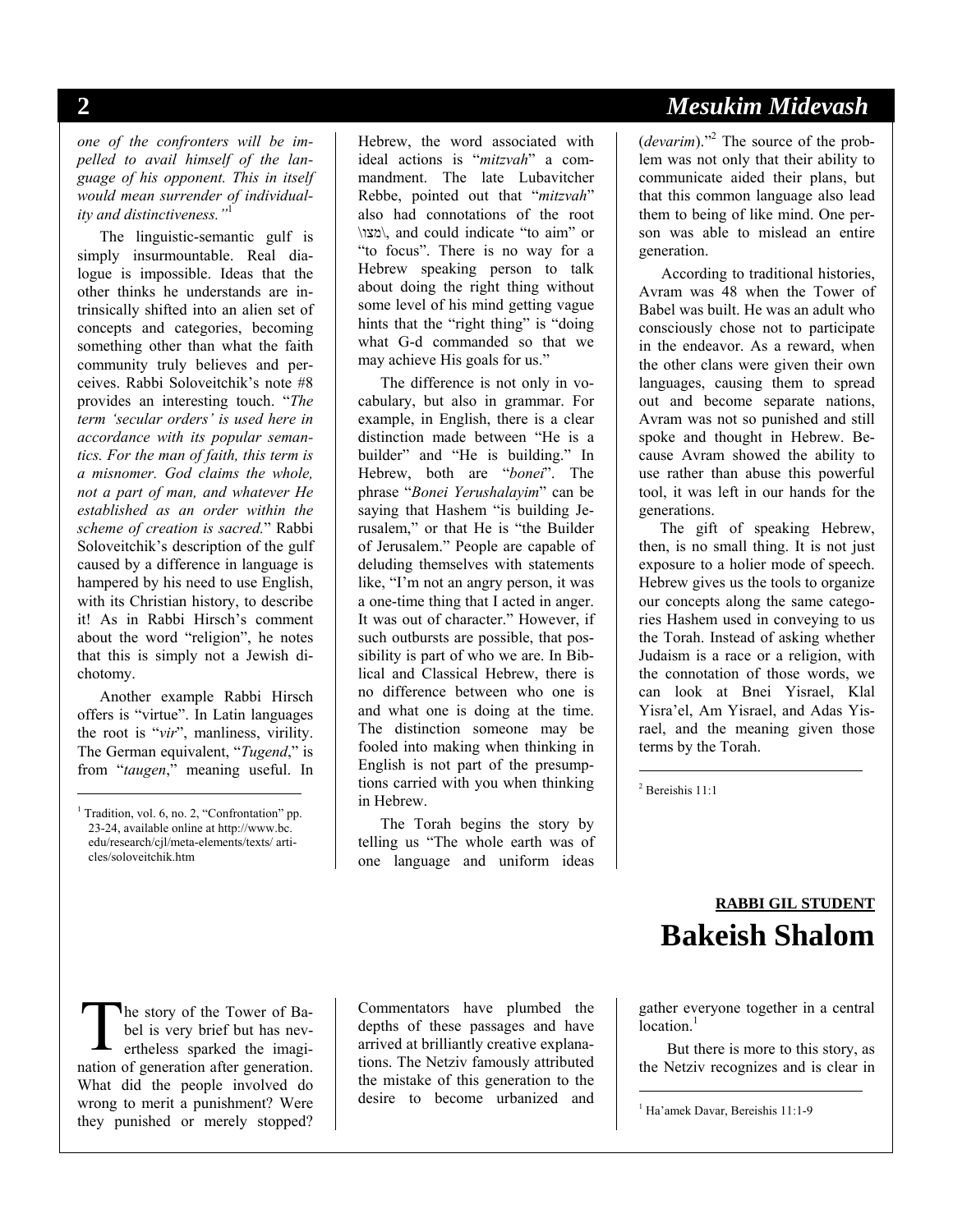*one of the confronters will be impelled to avail himself of the language of his opponent. This in itself would mean surrender of individuality and distinctiveness."*[1]

The linguistic-semantic gulf is simply insurmountable. Real dialogue is impossible. Ideas that the other thinks he understands are intrinsically shifted into an alien set of concepts and categories, becoming something other than what the faith community truly believes and perceives. Rabbi Soloveitchik's note #8 provides an interesting touch. "*The term 'secular orders' is used here in accordance with its popular semantics. For the man of faith, this term is a misnomer. God claims the whole, not a part of man, and whatever He established as an order within the scheme of creation is sacred.*" Rabbi Soloveitchik's description of the gulf caused by a difference in language is hampered by his need to use English, with its Christian history, to describe it! As in Rabbi Hirsch's comment about the word "religion", he notes that this is simply not a Jewish dichotomy.

Another example Rabbi Hirsch offers is "virtue". In Latin languages the root is "*vir*", manliness, virility. The German equivalent, "*Tugend*," is from "*taugen*," meaning useful. In Hebrew, the word associated with ideal actions is "*mitzvah*" a commandment. The late Lubavitcher Rebbe, pointed out that "*mitzvah*" also had connotations of the root \מצו\, and could indicate "to aim" or "to focus". There is no way for a Hebrew speaking person to talk about doing the right thing without some level of his mind getting vague hints that the "right thing" is "doing what G-d commanded so that we may achieve His goals for us."

The difference is not only in vocabulary, but also in grammar. For example, in English, there is a clear distinction made between "He is a builder" and "He is building." In Hebrew, both are "*bonei*". The phrase "*Bonei Yerushalayim*" can be saying that Hashem "is building Jerusalem," or that He is "the Builder of Jerusalem." People are capable of deluding themselves with statements like, "I'm not an angry person, it was a one-time thing that I acted in anger. It was out of character." However, if such outbursts are possible, that possibility is part of who we are. In Biblical and Classical Hebrew, there is no difference between who one is and what one is doing at the time. The distinction someone may be fooled into making when thinking in English is not part of the presumptions carried with you when thinking in Hebrew.

The Torah begins the story by telling us "The whole earth was of one language and uniform ideas (*devarim*)."[2] The source of the problem was not only that their ability to communicate aided their plans, but that this common language also lead them to being of like mind. One person was able to mislead an entire generation.

According to traditional histories, Avram was 48 when the Tower of Babel was built. He was an adult who consciously chose not to participate in the endeavor. As a reward, when the other clans were given their own languages, causing them to spread out and become separate nations, Avram was not so punished and still spoke and thought in Hebrew. Because Avram showed the ability to use rather than abuse this powerful tool, it was left in our hands for the generations.

The gift of speaking Hebrew, then, is no small thing. It is not just exposure to a holier mode of speech. Hebrew gives us the tools to organize our concepts along the same categories Hashem used in conveying to us the Torah. Instead of asking whether Judaism is a race or a religion, with the connotation of those words, we can look at Bnei Yisrael, Klal Yisra'el, Am Yisrael, and Adas Yisrael, and the meaning given those terms by the Torah.

[1] Tradition, vol. 6, no. 2, "Confrontation" pp. 23-24, available online at http://www.bc.edu/research/cjl/meta-elements/texts/ articles/soloveitchik.htm

[2] Bereishis 11:1

**RABBI GIL STUDENT**

# Bakeish Shalom

The story of the Tower of Babel is very brief but has nevertheless sparked the imagination of generation after generation. What did the people involved do wrong to merit a punishment? Were they punished or merely stopped? Commentators have plumbed the depths of these passages and have arrived at brilliantly creative explanations. The Netziv famously attributed the mistake of this generation to the desire to become urbanized and gather everyone together in a central location.[1]

But there is more to this story, as the Netziv recognizes and is clear in

[1] Ha'amek Davar, Bereishis 11:1-9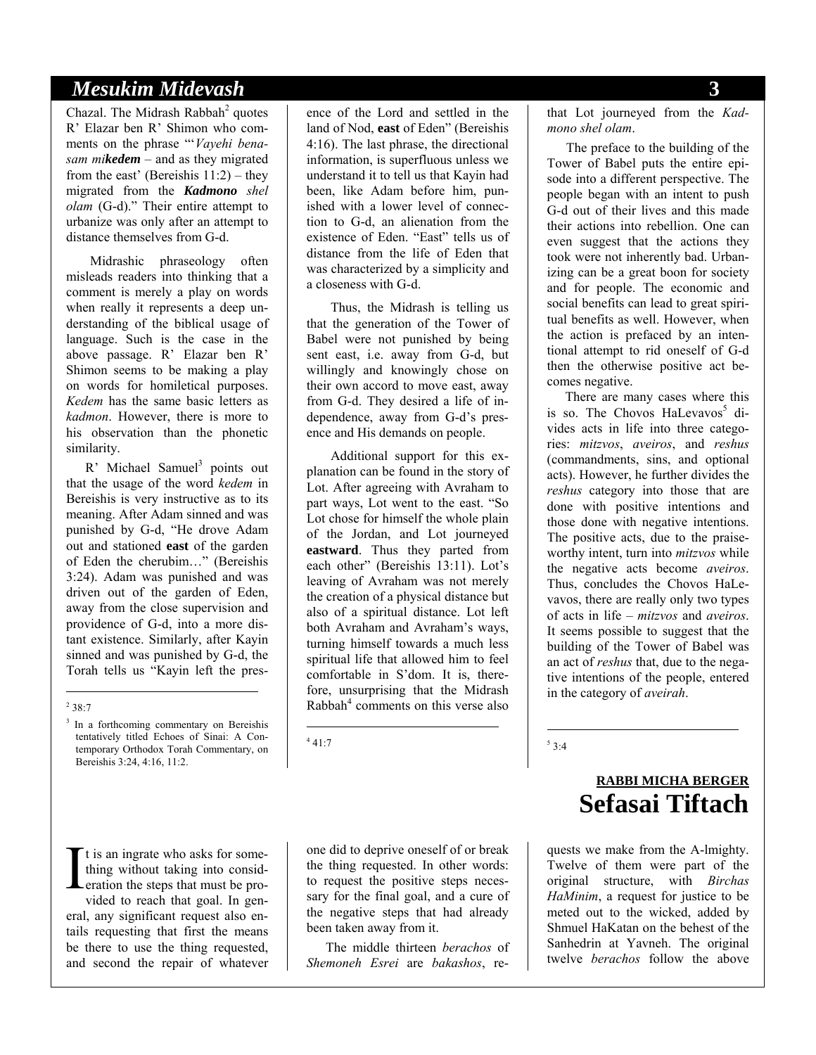Chazal. The Midrash Rabbah[2] quotes R' Elazar ben R' Shimon who comments on the phrase "'*Vayehi benasam mi**kedem*** – and as they migrated from the east' (Bereishis 11:2) – they migrated from the ***Kadmono*** *shel olam* (G-d)." Their entire attempt to urbanize was only after an attempt to distance themselves from G-d.

Midrashic phraseology often misleads readers into thinking that a comment is merely a play on words when really it represents a deep understanding of the biblical usage of language. Such is the case in the above passage. R' Elazar ben R' Shimon seems to be making a play on words for homiletical purposes. *Kedem* has the same basic letters as *kadmon*. However, there is more to his observation than the phonetic similarity.

R' Michael Samuel[3] points out that the usage of the word *kedem* in Bereishis is very instructive as to its meaning. After Adam sinned and was punished by G-d, "He drove Adam out and stationed **east** of the garden of Eden the cherubim…" (Bereishis 3:24). Adam was punished and was driven out of the garden of Eden, away from the close supervision and providence of G-d, into a more distant existence. Similarly, after Kayin sinned and was punished by G-d, the Torah tells us "Kayin left the presence of the Lord and settled in the land of Nod, **east** of Eden" (Bereishis 4:16). The last phrase, the directional information, is superfluous unless we understand it to tell us that Kayin had been, like Adam before him, punished with a lower level of connection to G-d, an alienation from the existence of Eden. "East" tells us of distance from the life of Eden that was characterized by a simplicity and a closeness with G-d.

Thus, the Midrash is telling us that the generation of the Tower of Babel were not punished by being sent east, i.e. away from G-d, but willingly and knowingly chose on their own accord to move east, away from G-d. They desired a life of independence, away from G-d's presence and His demands on people.

Additional support for this explanation can be found in the story of Lot. After agreeing with Avraham to part ways, Lot went to the east. "So Lot chose for himself the whole plain of the Jordan, and Lot journeyed **eastward**. Thus they parted from each other" (Bereishis 13:11). Lot's leaving of Avraham was not merely the creation of a physical distance but also of a spiritual distance. Lot left both Avraham and Avraham's ways, turning himself towards a much less spiritual life that allowed him to feel comfortable in S'dom. It is, therefore, unsurprising that the Midrash Rabbah[4] comments on this verse also that Lot journeyed from the *Kadmono shel olam*.

The preface to the building of the Tower of Babel puts the entire episode into a different perspective. The people began with an intent to push G-d out of their lives and this made their actions into rebellion. One can even suggest that the actions they took were not inherently bad. Urbanizing can be a great boon for society and for people. The economic and social benefits can lead to great spiritual benefits as well. However, when the action is prefaced by an intentional attempt to rid oneself of G-d then the otherwise positive act becomes negative.

There are many cases where this is so. The Chovos HaLevavos[5] divides acts in life into three categories: *mitzvos*, *aveiros*, and *reshus* (commandments, sins, and optional acts). However, he further divides the *reshus* category into those that are done with positive intentions and those done with negative intentions. The positive acts, due to the praiseworthy intent, turn into *mitzvos* while the negative acts become *aveiros*. Thus, concludes the Chovos HaLevavos, there are really only two types of acts in life – *mitzvos* and *aveiros*. It seems possible to suggest that the building of the Tower of Babel was an act of *reshus* that, due to the negative intentions of the people, entered in the category of *aveirah*.

---

[2] 38:7

[3] In a forthcoming commentary on Bereishis tentatively titled Echoes of Sinai: A Contemporary Orthodox Torah Commentary, on Bereishis 3:24, 4:16, 11:2.

[4] 41:7

[5] 3:4

---

**RABBI MICHA BERGER**

# Sefasai Tiftach

It is an ingrate who asks for something without taking into consideration the steps that must be provided to reach that goal. In general, any significant request also entails requesting that first the means be there to use the thing requested, and second the repair of whatever one did to deprive oneself of or break the thing requested. In other words: to request the positive steps necessary for the final goal, and a cure of the negative steps that had already been taken away from it.

The middle thirteen *berachos* of *Shemoneh Esrei* are *bakashos*, requests we make from the A-lmighty. Twelve of them were part of the original structure, with *Birchas HaMinim*, a request for justice to be meted out to the wicked, added by Shmuel HaKatan on the behest of the Sanhedrin at Yavneh. The original twelve *berachos* follow the above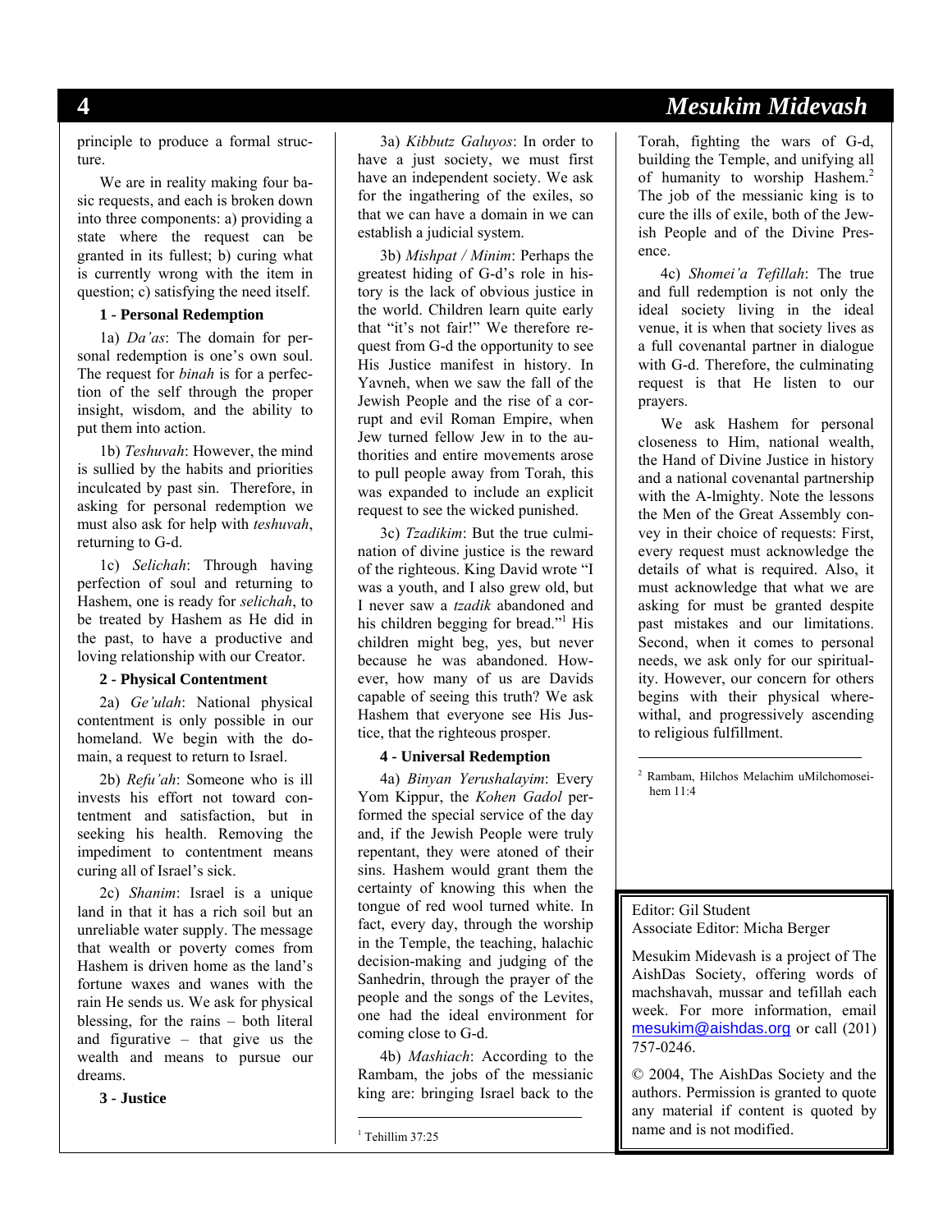principle to produce a formal structure.

We are in reality making four basic requests, and each is broken down into three components: a) providing a state where the request can be granted in its fullest; b) curing what is currently wrong with the item in question; c) satisfying the need itself.

**1 - Personal Redemption**

1a) *Da'as*: The domain for personal redemption is one's own soul. The request for *binah* is for a perfection of the self through the proper insight, wisdom, and the ability to put them into action.

1b) *Teshuvah*: However, the mind is sullied by the habits and priorities inculcated by past sin. Therefore, in asking for personal redemption we must also ask for help with *teshuvah*, returning to G-d.

1c) *Selichah*: Through having perfection of soul and returning to Hashem, one is ready for *selichah*, to be treated by Hashem as He did in the past, to have a productive and loving relationship with our Creator.

**2 - Physical Contentment**

2a) *Ge'ulah*: National physical contentment is only possible in our homeland. We begin with the domain, a request to return to Israel.

2b) *Refu'ah*: Someone who is ill invests his effort not toward contentment and satisfaction, but in seeking his health. Removing the impediment to contentment means curing all of Israel's sick.

2c) *Shanim*: Israel is a unique land in that it has a rich soil but an unreliable water supply. The message that wealth or poverty comes from Hashem is driven home as the land's fortune waxes and wanes with the rain He sends us. We ask for physical blessing, for the rains – both literal and figurative – that give us the wealth and means to pursue our dreams.

**3 - Justice**

3a) *Kibbutz Galuyos*: In order to have a just society, we must first have an independent society. We ask for the ingathering of the exiles, so that we can have a domain in we can establish a judicial system.

3b) *Mishpat / Minim*: Perhaps the greatest hiding of G-d's role in history is the lack of obvious justice in the world. Children learn quite early that "it's not fair!" We therefore request from G-d the opportunity to see His Justice manifest in history. In Yavneh, when we saw the fall of the Jewish People and the rise of a corrupt and evil Roman Empire, when Jew turned fellow Jew in to the authorities and entire movements arose to pull people away from Torah, this was expanded to include an explicit request to see the wicked punished.

3c) *Tzadikim*: But the true culmination of divine justice is the reward of the righteous. King David wrote "I was a youth, and I also grew old, but I never saw a *tzadik* abandoned and his children begging for bread."[1] His children might beg, yes, but never because he was abandoned. However, how many of us are Davids capable of seeing this truth? We ask Hashem that everyone see His Justice, that the righteous prosper.

**4 - Universal Redemption**

4a) *Binyan Yerushalayim*: Every Yom Kippur, the *Kohen Gadol* performed the special service of the day and, if the Jewish People were truly repentant, they were atoned of their sins. Hashem would grant them the certainty of knowing this when the tongue of red wool turned white. In fact, every day, through the worship in the Temple, the teaching, halachic decision-making and judging of the Sanhedrin, through the prayer of the people and the songs of the Levites, one had the ideal environment for coming close to G-d.

4b) *Mashiach*: According to the Rambam, the jobs of the messianic king are: bringing Israel back to the Torah, fighting the wars of G-d, building the Temple, and unifying all of humanity to worship Hashem.[2] The job of the messianic king is to cure the ills of exile, both of the Jewish People and of the Divine Presence.

4c) *Shomei'a Tefillah*: The true and full redemption is not only the ideal society living in the ideal venue, it is when that society lives as a full covenantal partner in dialogue with G-d. Therefore, the culminating request is that He listen to our prayers.

We ask Hashem for personal closeness to Him, national wealth, the Hand of Divine Justice in history and a national covenantal partnership with the A-lmighty. Note the lessons the Men of the Great Assembly convey in their choice of requests: First, every request must acknowledge the details of what is required. Also, it must acknowledge that what we are asking for must be granted despite past mistakes and our limitations. Second, when it comes to personal needs, we ask only for our spirituality. However, our concern for others begins with their physical wherewithal, and progressively ascending to religious fulfillment.

---

[1] Tehillim 37:25

[2] Rambam, Hilchos Melachim uMilchomoseihem 11:4

---

Editor: Gil Student
Associate Editor: Micha Berger

Mesukim Midevash is a project of The AishDas Society, offering words of machshavah, mussar and tefillah each week. For more information, email mesukim@aishdas.org or call (201) 757-0246.

© 2004, The AishDas Society and the authors. Permission is granted to quote any material if content is quoted by name and is not modified.